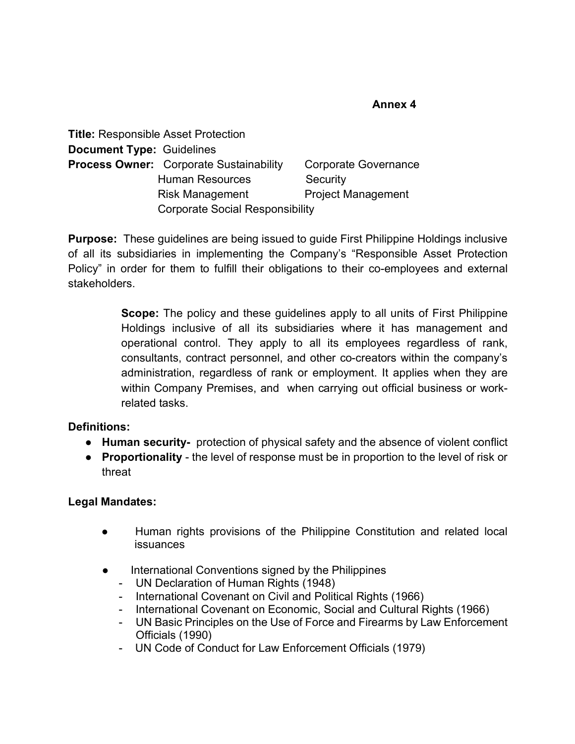**Annex 4**

**Title:** Responsible Asset Protection
**Document Type:** Guidelines
**Process Owner:** Corporate Sustainability, Corporate Governance, Human Resources, Security, Risk Management, Project Management, Corporate Social Responsibility

**Purpose:** These guidelines are being issued to guide First Philippine Holdings inclusive of all its subsidiaries in implementing the Company's "Responsible Asset Protection Policy" in order for them to fulfill their obligations to their co-employees and external stakeholders.

**Scope:** The policy and these guidelines apply to all units of First Philippine Holdings inclusive of all its subsidiaries where it has management and operational control. They apply to all its employees regardless of rank, consultants, contract personnel, and other co-creators within the company's administration, regardless of rank or employment. It applies when they are within Company Premises, and when carrying out official business or work-related tasks.

**Definitions:**

- **Human security-** protection of physical safety and the absence of violent conflict
- **Proportionality** - the level of response must be in proportion to the level of risk or threat

**Legal Mandates:**

- Human rights provisions of the Philippine Constitution and related local issuances
- International Conventions signed by the Philippines
  - UN Declaration of Human Rights (1948)
  - International Covenant on Civil and Political Rights (1966)
  - International Covenant on Economic, Social and Cultural Rights (1966)
  - UN Basic Principles on the Use of Force and Firearms by Law Enforcement Officials (1990)
  - UN Code of Conduct for Law Enforcement Officials (1979)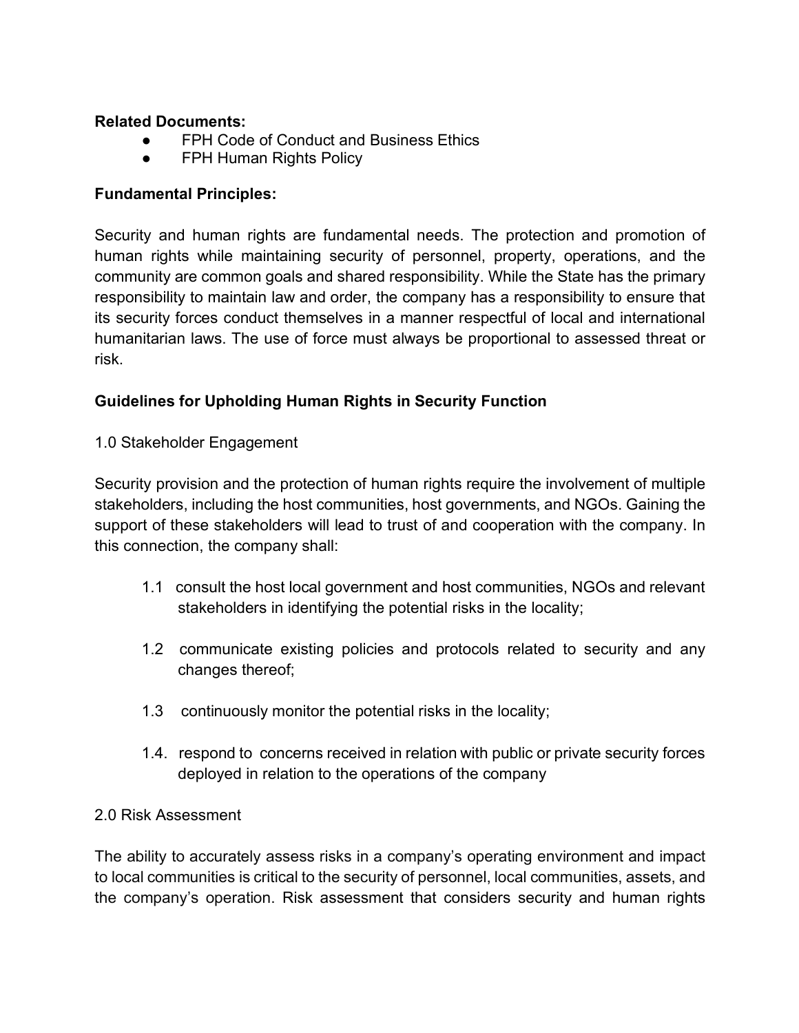**Related Documents:**

- FPH Code of Conduct and Business Ethics
- FPH Human Rights Policy

**Fundamental Principles:**

Security and human rights are fundamental needs. The protection and promotion of human rights while maintaining security of personnel, property, operations, and the community are common goals and shared responsibility. While the State has the primary responsibility to maintain law and order, the company has a responsibility to ensure that its security forces conduct themselves in a manner respectful of local and international humanitarian laws. The use of force must always be proportional to assessed threat or risk.

**Guidelines for Upholding Human Rights in Security Function**

1.0 Stakeholder Engagement

Security provision and the protection of human rights require the involvement of multiple stakeholders, including the host communities, host governments, and NGOs. Gaining the support of these stakeholders will lead to trust of and cooperation with the company. In this connection, the company shall:

1.1 consult the host local government and host communities, NGOs and relevant stakeholders in identifying the potential risks in the locality;

1.2 communicate existing policies and protocols related to security and any changes thereof;

1.3 continuously monitor the potential risks in the locality;

1.4. respond to concerns received in relation with public or private security forces deployed in relation to the operations of the company

2.0 Risk Assessment

The ability to accurately assess risks in a company's operating environment and impact to local communities is critical to the security of personnel, local communities, assets, and the company's operation. Risk assessment that considers security and human rights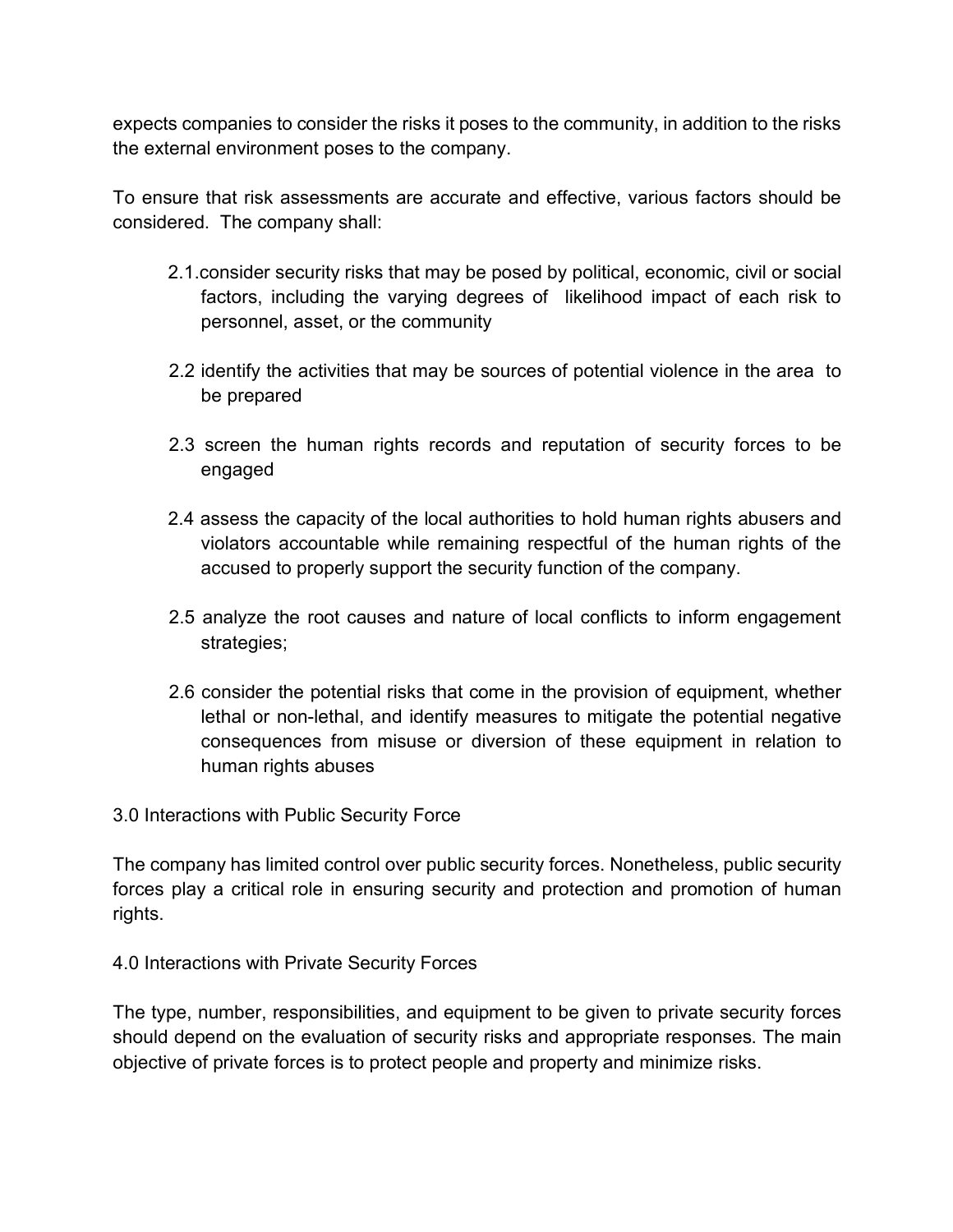expects companies to consider the risks it poses to the community, in addition to the risks the external environment poses to the company.

To ensure that risk assessments are accurate and effective, various factors should be considered. The company shall:

2.1. consider security risks that may be posed by political, economic, civil or social factors, including the varying degrees of likelihood impact of each risk to personnel, asset, or the community

2.2 identify the activities that may be sources of potential violence in the area to be prepared

2.3 screen the human rights records and reputation of security forces to be engaged

2.4 assess the capacity of the local authorities to hold human rights abusers and violators accountable while remaining respectful of the human rights of the accused to properly support the security function of the company.

2.5 analyze the root causes and nature of local conflicts to inform engagement strategies;

2.6 consider the potential risks that come in the provision of equipment, whether lethal or non-lethal, and identify measures to mitigate the potential negative consequences from misuse or diversion of these equipment in relation to human rights abuses

## 3.0 Interactions with Public Security Force

The company has limited control over public security forces. Nonetheless, public security forces play a critical role in ensuring security and protection and promotion of human rights.

## 4.0 Interactions with Private Security Forces

The type, number, responsibilities, and equipment to be given to private security forces should depend on the evaluation of security risks and appropriate responses. The main objective of private forces is to protect people and property and minimize risks.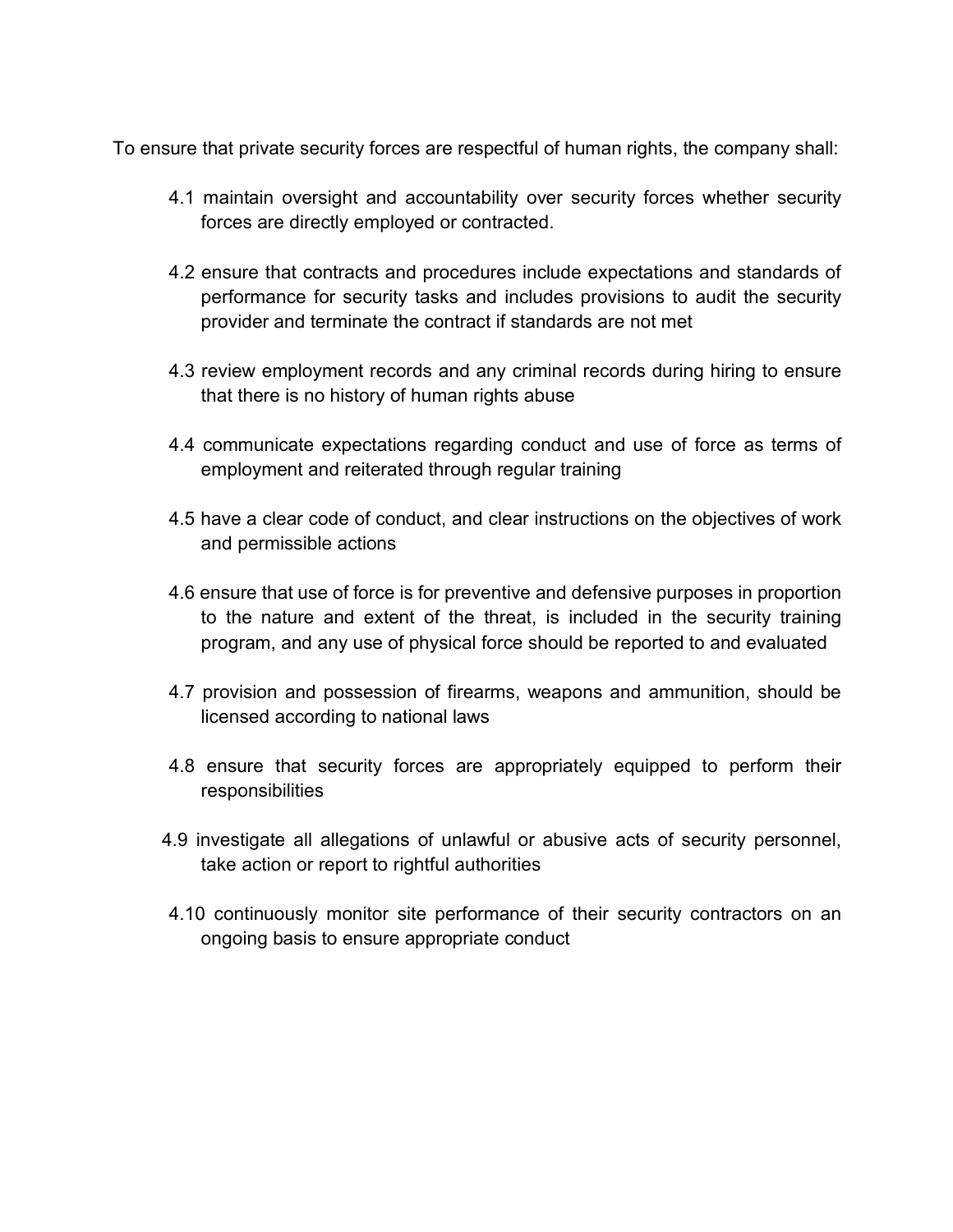To ensure that private security forces are respectful of human rights, the company shall:

4.1 maintain oversight and accountability over security forces whether security forces are directly employed or contracted.

4.2 ensure that contracts and procedures include expectations and standards of performance for security tasks and includes provisions to audit the security provider and terminate the contract if standards are not met

4.3 review employment records and any criminal records during hiring to ensure that there is no history of human rights abuse

4.4 communicate expectations regarding conduct and use of force as terms of employment and reiterated through regular training

4.5 have a clear code of conduct, and clear instructions on the objectives of work and permissible actions

4.6 ensure that use of force is for preventive and defensive purposes in proportion to the nature and extent of the threat, is included in the security training program, and any use of physical force should be reported to and evaluated

4.7 provision and possession of firearms, weapons and ammunition, should be licensed according to national laws

4.8 ensure that security forces are appropriately equipped to perform their responsibilities

4.9 investigate all allegations of unlawful or abusive acts of security personnel, take action or report to rightful authorities

4.10 continuously monitor site performance of their security contractors on an ongoing basis to ensure appropriate conduct